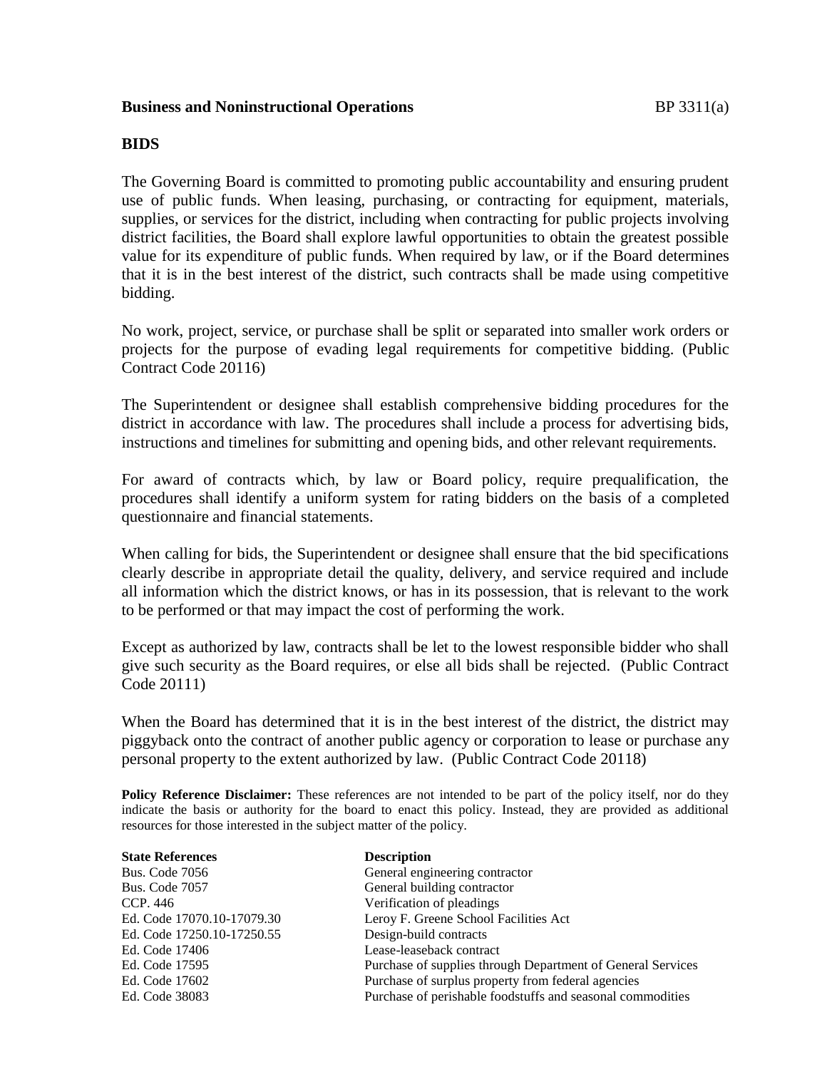**Business and Noninstructional Operations** BP 3311(a)

## BIDS

The Governing Board is committed to promoting public accountability and ensuring prudent use of public funds. When leasing, purchasing, or contracting for equipment, materials, supplies, or services for the district, including when contracting for public projects involving district facilities, the Board shall explore lawful opportunities to obtain the greatest possible value for its expenditure of public funds. When required by law, or if the Board determines that it is in the best interest of the district, such contracts shall be made using competitive bidding.

No work, project, service, or purchase shall be split or separated into smaller work orders or projects for the purpose of evading legal requirements for competitive bidding. (Public Contract Code 20116)

The Superintendent or designee shall establish comprehensive bidding procedures for the district in accordance with law. The procedures shall include a process for advertising bids, instructions and timelines for submitting and opening bids, and other relevant requirements.

For award of contracts which, by law or Board policy, require prequalification, the procedures shall identify a uniform system for rating bidders on the basis of a completed questionnaire and financial statements.

When calling for bids, the Superintendent or designee shall ensure that the bid specifications clearly describe in appropriate detail the quality, delivery, and service required and include all information which the district knows, or has in its possession, that is relevant to the work to be performed or that may impact the cost of performing the work.

Except as authorized by law, contracts shall be let to the lowest responsible bidder who shall give such security as the Board requires, or else all bids shall be rejected. (Public Contract Code 20111)

When the Board has determined that it is in the best interest of the district, the district may piggyback onto the contract of another public agency or corporation to lease or purchase any personal property to the extent authorized by law. (Public Contract Code 20118)

**Policy Reference Disclaimer:** These references are not intended to be part of the policy itself, nor do they indicate the basis or authority for the board to enact this policy. Instead, they are provided as additional resources for those interested in the subject matter of the policy.

| State References | Description |
|---|---|
| Bus. Code 7056 | General engineering contractor |
| Bus. Code 7057 | General building contractor |
| CCP. 446 | Verification of pleadings |
| Ed. Code 17070.10-17079.30 | Leroy F. Greene School Facilities Act |
| Ed. Code 17250.10-17250.55 | Design-build contracts |
| Ed. Code 17406 | Lease-leaseback contract |
| Ed. Code 17595 | Purchase of supplies through Department of General Services |
| Ed. Code 17602 | Purchase of surplus property from federal agencies |
| Ed. Code 38083 | Purchase of perishable foodstuffs and seasonal commodities |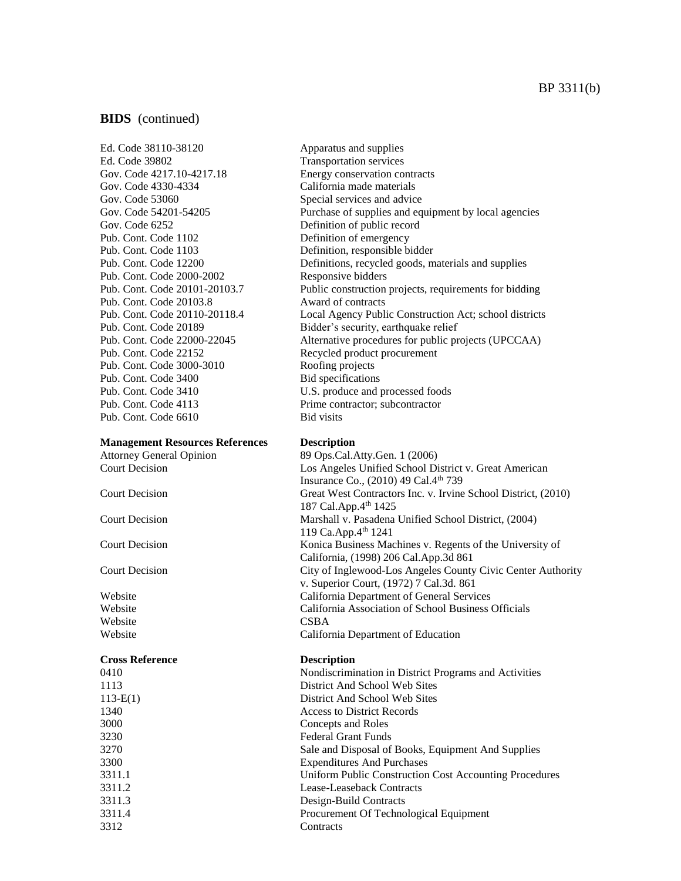## BIDS (continued)

| | |
|---|---|
| Ed. Code 38110-38120 | Apparatus and supplies |
| Ed. Code 39802 | Transportation services |
| Gov. Code 4217.10-4217.18 | Energy conservation contracts |
| Gov. Code 4330-4334 | California made materials |
| Gov. Code 53060 | Special services and advice |
| Gov. Code 54201-54205 | Purchase of supplies and equipment by local agencies |
| Gov. Code 6252 | Definition of public record |
| Pub. Cont. Code 1102 | Definition of emergency |
| Pub. Cont. Code 1103 | Definition, responsible bidder |
| Pub. Cont. Code 12200 | Definitions, recycled goods, materials and supplies |
| Pub. Cont. Code 2000-2002 | Responsive bidders |
| Pub. Cont. Code 20101-20103.7 | Public construction projects, requirements for bidding |
| Pub. Cont. Code 20103.8 | Award of contracts |
| Pub. Cont. Code 20110-20118.4 | Local Agency Public Construction Act; school districts |
| Pub. Cont. Code 20189 | Bidder's security, earthquake relief |
| Pub. Cont. Code 22000-22045 | Alternative procedures for public projects (UPCCAA) |
| Pub. Cont. Code 22152 | Recycled product procurement |
| Pub. Cont. Code 3000-3010 | Roofing projects |
| Pub. Cont. Code 3400 | Bid specifications |
| Pub. Cont. Code 3410 | U.S. produce and processed foods |
| Pub. Cont. Code 4113 | Prime contractor; subcontractor |
| Pub. Cont. Code 6610 | Bid visits |

| **Management Resources References** | **Description** |
|---|---|
| Attorney General Opinion | 89 Ops.Cal.Atty.Gen. 1 (2006) |
| Court Decision | Los Angeles Unified School District v. Great American Insurance Co., (2010) 49 Cal.4th 739 |
| Court Decision | Great West Contractors Inc. v. Irvine School District, (2010) 187 Cal.App.4th 1425 |
| Court Decision | Marshall v. Pasadena Unified School District, (2004) 119 Ca.App.4th 1241 |
| Court Decision | Konica Business Machines v. Regents of the University of California, (1998) 206 Cal.App.3d 861 |
| Court Decision | City of Inglewood-Los Angeles County Civic Center Authority v. Superior Court, (1972) 7 Cal.3d. 861 |
| Website | California Department of General Services |
| Website | California Association of School Business Officials |
| Website | CSBA |
| Website | California Department of Education |

| **Cross Reference** | **Description** |
|---|---|
| 0410 | Nondiscrimination in District Programs and Activities |
| 1113 | District And School Web Sites |
| 113-E(1) | District And School Web Sites |
| 1340 | Access to District Records |
| 3000 | Concepts and Roles |
| 3230 | Federal Grant Funds |
| 3270 | Sale and Disposal of Books, Equipment And Supplies |
| 3300 | Expenditures And Purchases |
| 3311.1 | Uniform Public Construction Cost Accounting Procedures |
| 3311.2 | Lease-Leaseback Contracts |
| 3311.3 | Design-Build Contracts |
| 3311.4 | Procurement Of Technological Equipment |
| 3312 | Contracts |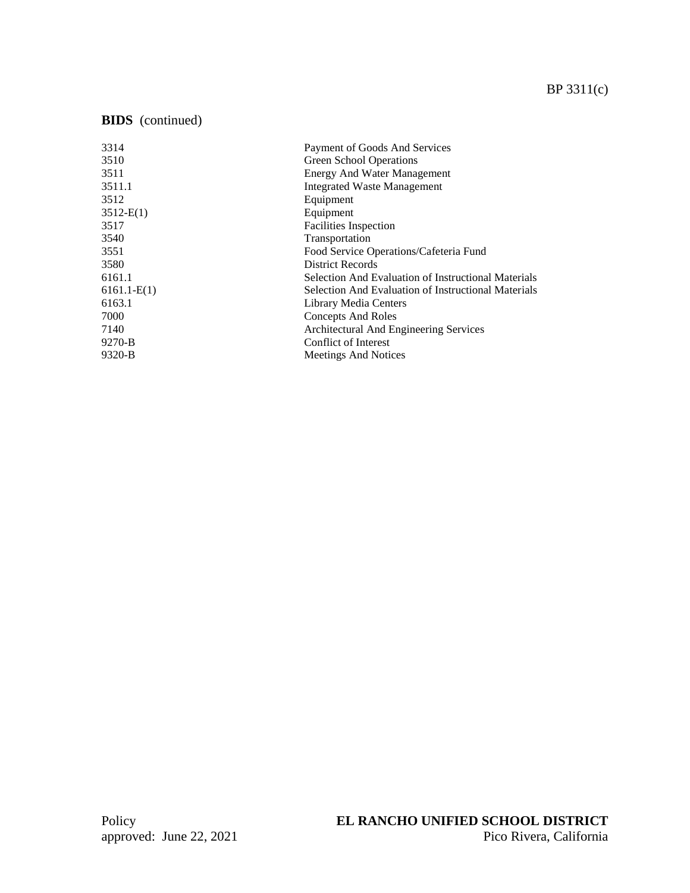**BIDS** (continued)

| | |
|---|---|
| 3314 | Payment of Goods And Services |
| 3510 | Green School Operations |
| 3511 | Energy And Water Management |
| 3511.1 | Integrated Waste Management |
| 3512 | Equipment |
| 3512-E(1) | Equipment |
| 3517 | Facilities Inspection |
| 3540 | Transportation |
| 3551 | Food Service Operations/Cafeteria Fund |
| 3580 | District Records |
| 6161.1 | Selection And Evaluation of Instructional Materials |
| 6161.1-E(1) | Selection And Evaluation of Instructional Materials |
| 6163.1 | Library Media Centers |
| 7000 | Concepts And Roles |
| 7140 | Architectural And Engineering Services |
| 9270-B | Conflict of Interest |
| 9320-B | Meetings And Notices |

Policy
approved: June 22, 2021

**EL RANCHO UNIFIED SCHOOL DISTRICT**
Pico Rivera, California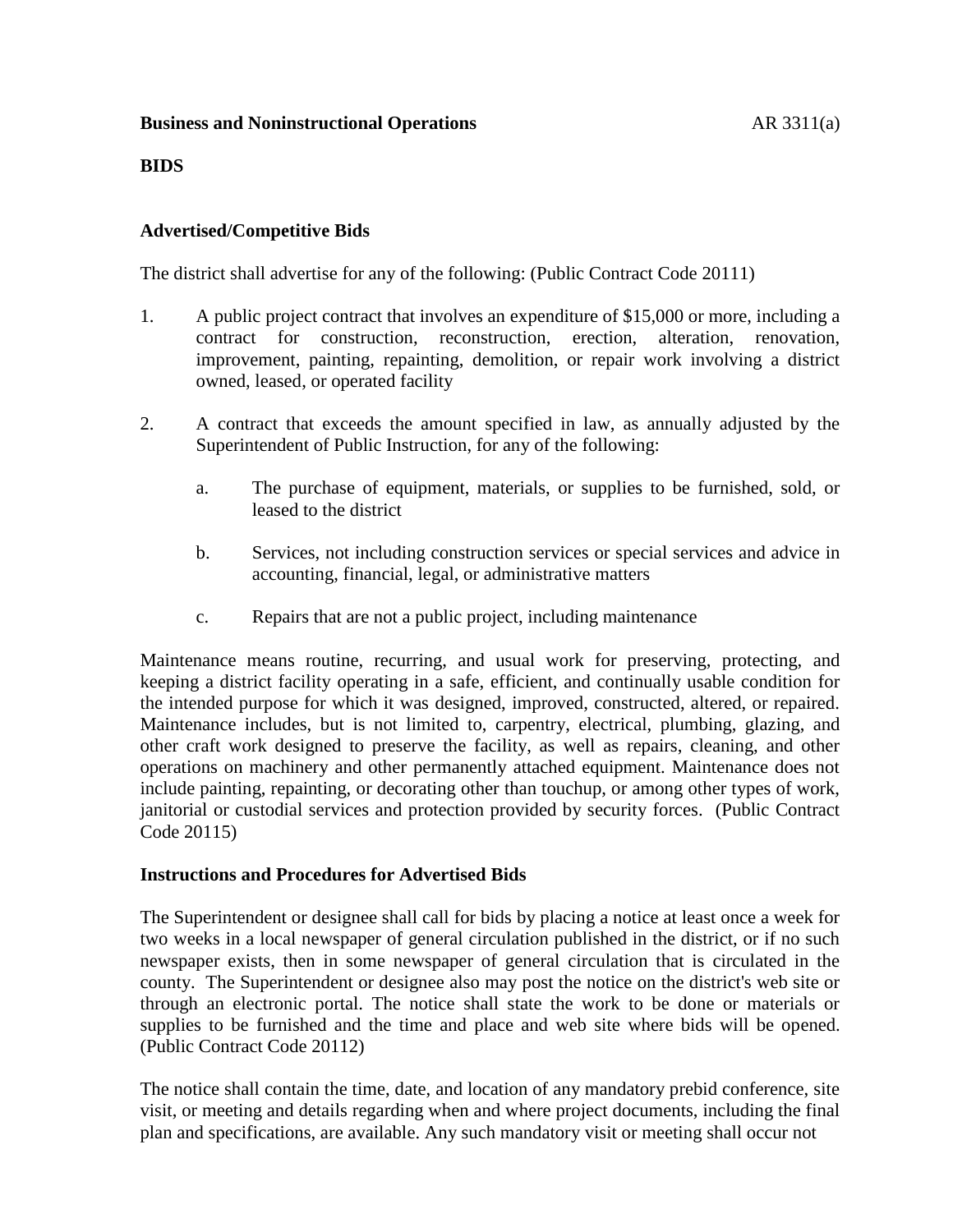**Business and Noninstructional Operations** AR 3311(a)

**BIDS**

**Advertised/Competitive Bids**

The district shall advertise for any of the following: (Public Contract Code 20111)

1. A public project contract that involves an expenditure of $15,000 or more, including a contract for construction, reconstruction, erection, alteration, renovation, improvement, painting, repainting, demolition, or repair work involving a district owned, leased, or operated facility

2. A contract that exceeds the amount specified in law, as annually adjusted by the Superintendent of Public Instruction, for any of the following:

   a. The purchase of equipment, materials, or supplies to be furnished, sold, or leased to the district

   b. Services, not including construction services or special services and advice in accounting, financial, legal, or administrative matters

   c. Repairs that are not a public project, including maintenance

Maintenance means routine, recurring, and usual work for preserving, protecting, and keeping a district facility operating in a safe, efficient, and continually usable condition for the intended purpose for which it was designed, improved, constructed, altered, or repaired. Maintenance includes, but is not limited to, carpentry, electrical, plumbing, glazing, and other craft work designed to preserve the facility, as well as repairs, cleaning, and other operations on machinery and other permanently attached equipment. Maintenance does not include painting, repainting, or decorating other than touchup, or among other types of work, janitorial or custodial services and protection provided by security forces. (Public Contract Code 20115)

**Instructions and Procedures for Advertised Bids**

The Superintendent or designee shall call for bids by placing a notice at least once a week for two weeks in a local newspaper of general circulation published in the district, or if no such newspaper exists, then in some newspaper of general circulation that is circulated in the county. The Superintendent or designee also may post the notice on the district's web site or through an electronic portal. The notice shall state the work to be done or materials or supplies to be furnished and the time and place and web site where bids will be opened. (Public Contract Code 20112)

The notice shall contain the time, date, and location of any mandatory prebid conference, site visit, or meeting and details regarding when and where project documents, including the final plan and specifications, are available. Any such mandatory visit or meeting shall occur not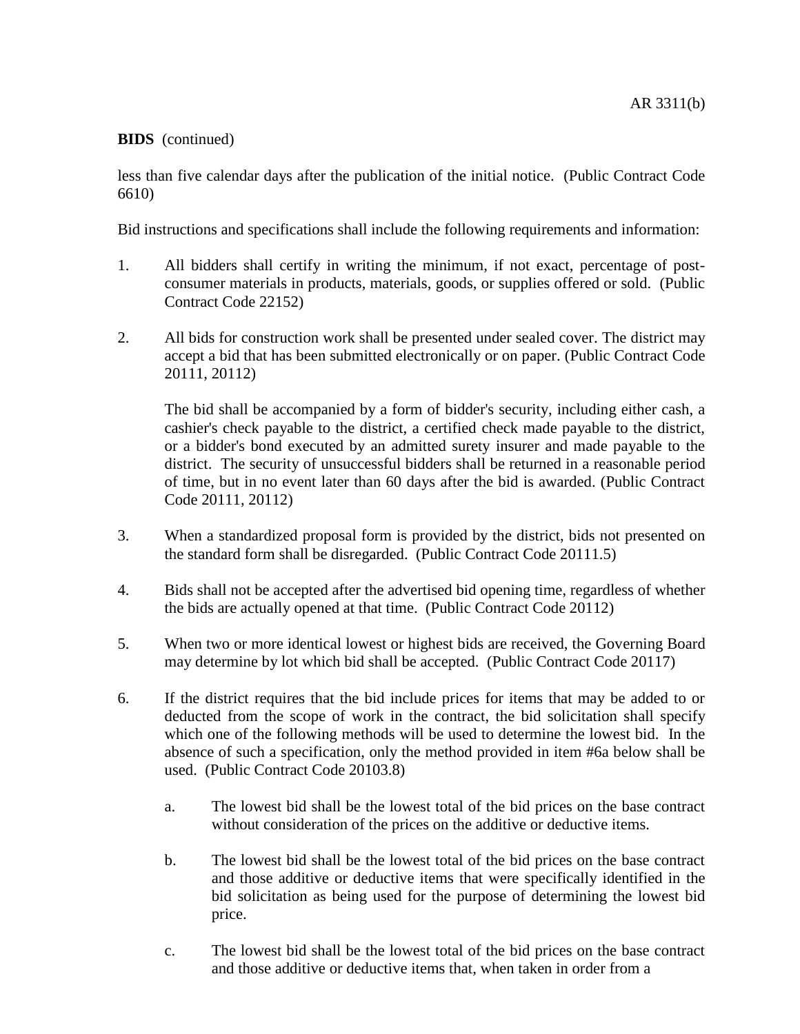**BIDS** (continued)

less than five calendar days after the publication of the initial notice. (Public Contract Code 6610)

Bid instructions and specifications shall include the following requirements and information:

1. All bidders shall certify in writing the minimum, if not exact, percentage of post-consumer materials in products, materials, goods, or supplies offered or sold. (Public Contract Code 22152)

2. All bids for construction work shall be presented under sealed cover. The district may accept a bid that has been submitted electronically or on paper. (Public Contract Code 20111, 20112)

   The bid shall be accompanied by a form of bidder's security, including either cash, a cashier's check payable to the district, a certified check made payable to the district, or a bidder's bond executed by an admitted surety insurer and made payable to the district. The security of unsuccessful bidders shall be returned in a reasonable period of time, but in no event later than 60 days after the bid is awarded. (Public Contract Code 20111, 20112)

3. When a standardized proposal form is provided by the district, bids not presented on the standard form shall be disregarded. (Public Contract Code 20111.5)

4. Bids shall not be accepted after the advertised bid opening time, regardless of whether the bids are actually opened at that time. (Public Contract Code 20112)

5. When two or more identical lowest or highest bids are received, the Governing Board may determine by lot which bid shall be accepted. (Public Contract Code 20117)

6. If the district requires that the bid include prices for items that may be added to or deducted from the scope of work in the contract, the bid solicitation shall specify which one of the following methods will be used to determine the lowest bid. In the absence of such a specification, only the method provided in item #6a below shall be used. (Public Contract Code 20103.8)

   a. The lowest bid shall be the lowest total of the bid prices on the base contract without consideration of the prices on the additive or deductive items.

   b. The lowest bid shall be the lowest total of the bid prices on the base contract and those additive or deductive items that were specifically identified in the bid solicitation as being used for the purpose of determining the lowest bid price.

   c. The lowest bid shall be the lowest total of the bid prices on the base contract and those additive or deductive items that, when taken in order from a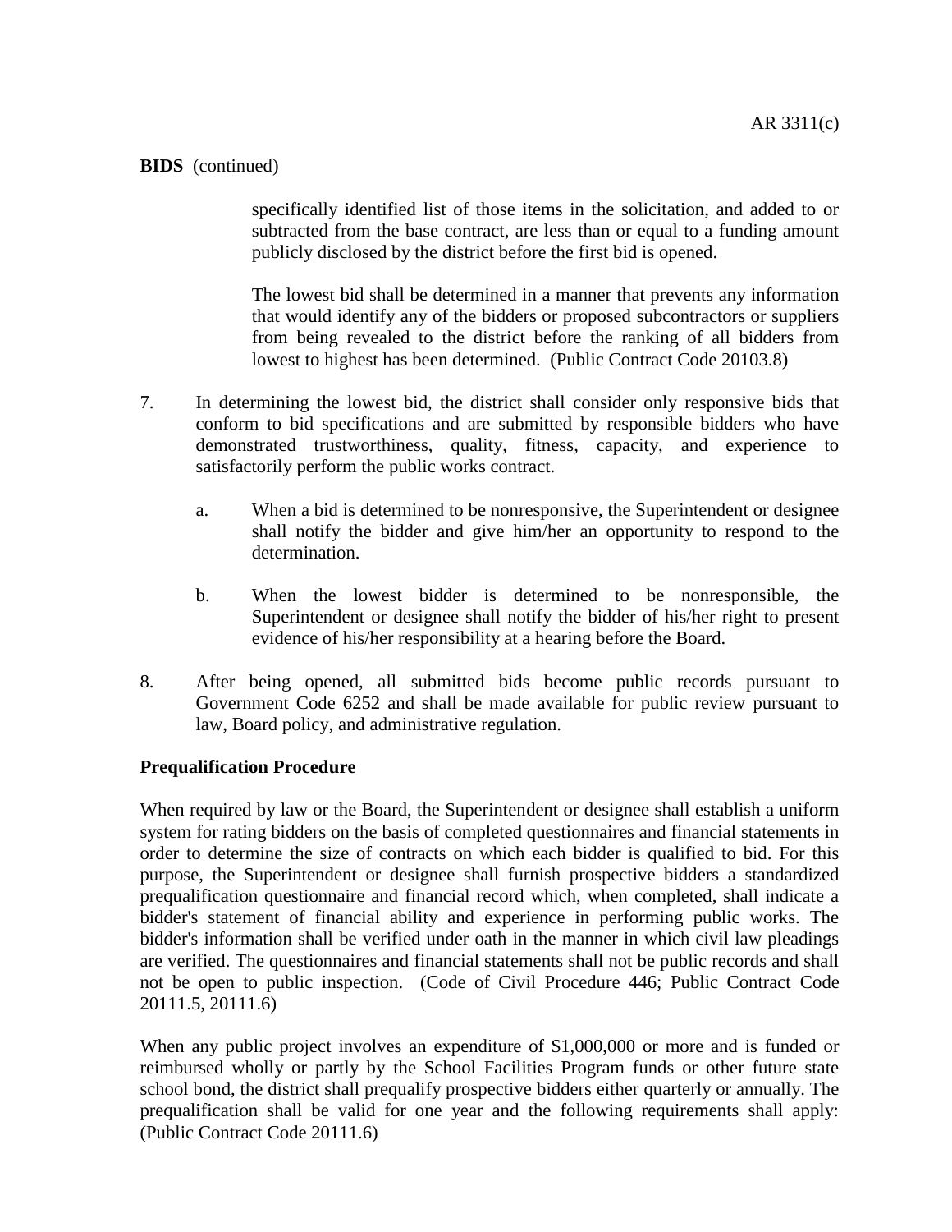specifically identified list of those items in the solicitation, and added to or subtracted from the base contract, are less than or equal to a funding amount publicly disclosed by the district before the first bid is opened.

The lowest bid shall be determined in a manner that prevents any information that would identify any of the bidders or proposed subcontractors or suppliers from being revealed to the district before the ranking of all bidders from lowest to highest has been determined. (Public Contract Code 20103.8)

7. In determining the lowest bid, the district shall consider only responsive bids that conform to bid specifications and are submitted by responsible bidders who have demonstrated trustworthiness, quality, fitness, capacity, and experience to satisfactorily perform the public works contract.

   a. When a bid is determined to be nonresponsive, the Superintendent or designee shall notify the bidder and give him/her an opportunity to respond to the determination.

   b. When the lowest bidder is determined to be nonresponsible, the Superintendent or designee shall notify the bidder of his/her right to present evidence of his/her responsibility at a hearing before the Board.

8. After being opened, all submitted bids become public records pursuant to Government Code 6252 and shall be made available for public review pursuant to law, Board policy, and administrative regulation.

**Prequalification Procedure**

When required by law or the Board, the Superintendent or designee shall establish a uniform system for rating bidders on the basis of completed questionnaires and financial statements in order to determine the size of contracts on which each bidder is qualified to bid. For this purpose, the Superintendent or designee shall furnish prospective bidders a standardized prequalification questionnaire and financial record which, when completed, shall indicate a bidder's statement of financial ability and experience in performing public works. The bidder's information shall be verified under oath in the manner in which civil law pleadings are verified. The questionnaires and financial statements shall not be public records and shall not be open to public inspection. (Code of Civil Procedure 446; Public Contract Code 20111.5, 20111.6)

When any public project involves an expenditure of $1,000,000 or more and is funded or reimbursed wholly or partly by the School Facilities Program funds or other future state school bond, the district shall prequalify prospective bidders either quarterly or annually. The prequalification shall be valid for one year and the following requirements shall apply: (Public Contract Code 20111.6)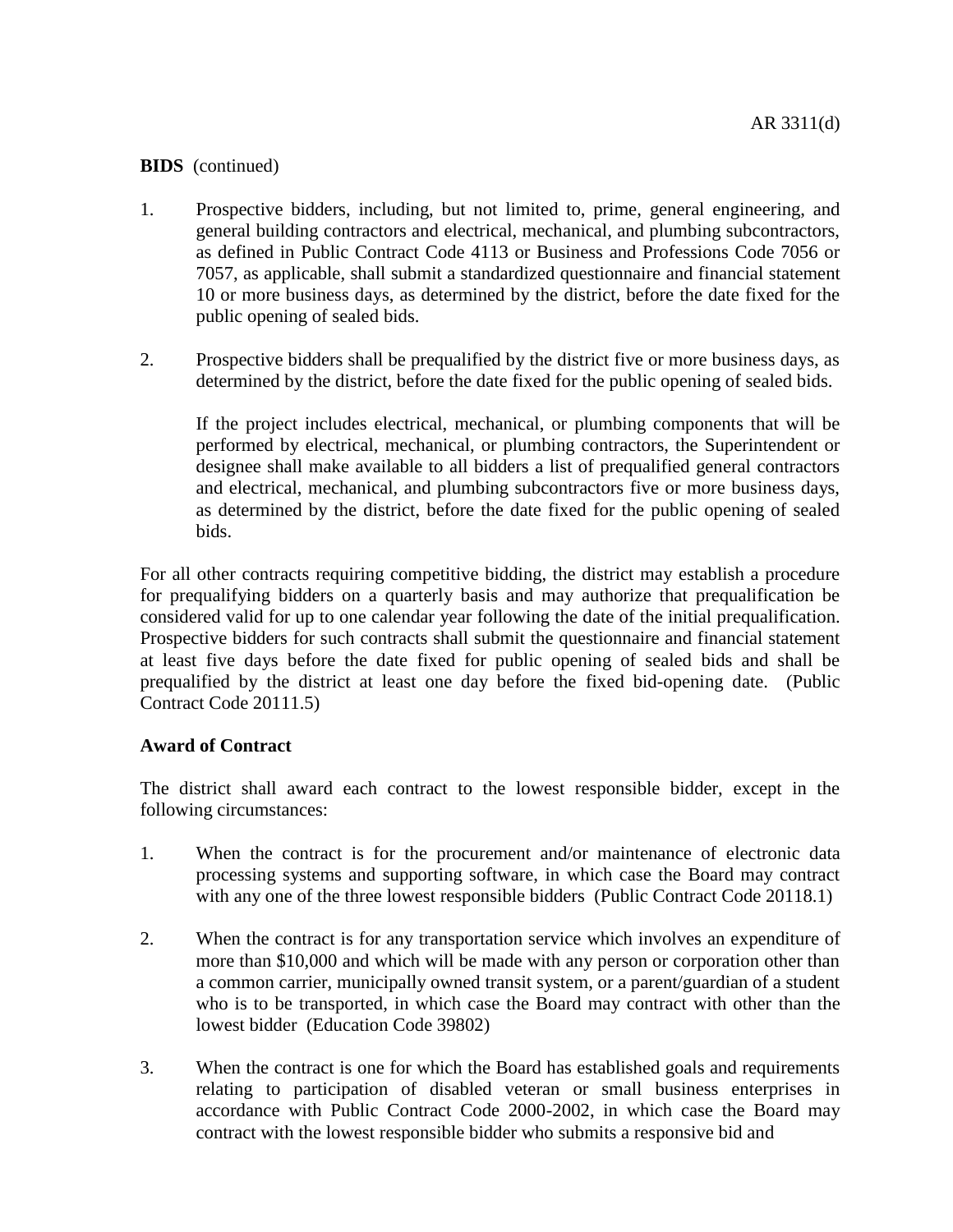**BIDS** (continued)

1. Prospective bidders, including, but not limited to, prime, general engineering, and general building contractors and electrical, mechanical, and plumbing subcontractors, as defined in Public Contract Code 4113 or Business and Professions Code 7056 or 7057, as applicable, shall submit a standardized questionnaire and financial statement 10 or more business days, as determined by the district, before the date fixed for the public opening of sealed bids.

2. Prospective bidders shall be prequalified by the district five or more business days, as determined by the district, before the date fixed for the public opening of sealed bids.

   If the project includes electrical, mechanical, or plumbing components that will be performed by electrical, mechanical, or plumbing contractors, the Superintendent or designee shall make available to all bidders a list of prequalified general contractors and electrical, mechanical, and plumbing subcontractors five or more business days, as determined by the district, before the date fixed for the public opening of sealed bids.

For all other contracts requiring competitive bidding, the district may establish a procedure for prequalifying bidders on a quarterly basis and may authorize that prequalification be considered valid for up to one calendar year following the date of the initial prequalification. Prospective bidders for such contracts shall submit the questionnaire and financial statement at least five days before the date fixed for public opening of sealed bids and shall be prequalified by the district at least one day before the fixed bid-opening date. (Public Contract Code 20111.5)

**Award of Contract**

The district shall award each contract to the lowest responsible bidder, except in the following circumstances:

1. When the contract is for the procurement and/or maintenance of electronic data processing systems and supporting software, in which case the Board may contract with any one of the three lowest responsible bidders (Public Contract Code 20118.1)

2. When the contract is for any transportation service which involves an expenditure of more than $10,000 and which will be made with any person or corporation other than a common carrier, municipally owned transit system, or a parent/guardian of a student who is to be transported, in which case the Board may contract with other than the lowest bidder (Education Code 39802)

3. When the contract is one for which the Board has established goals and requirements relating to participation of disabled veteran or small business enterprises in accordance with Public Contract Code 2000-2002, in which case the Board may contract with the lowest responsible bidder who submits a responsive bid and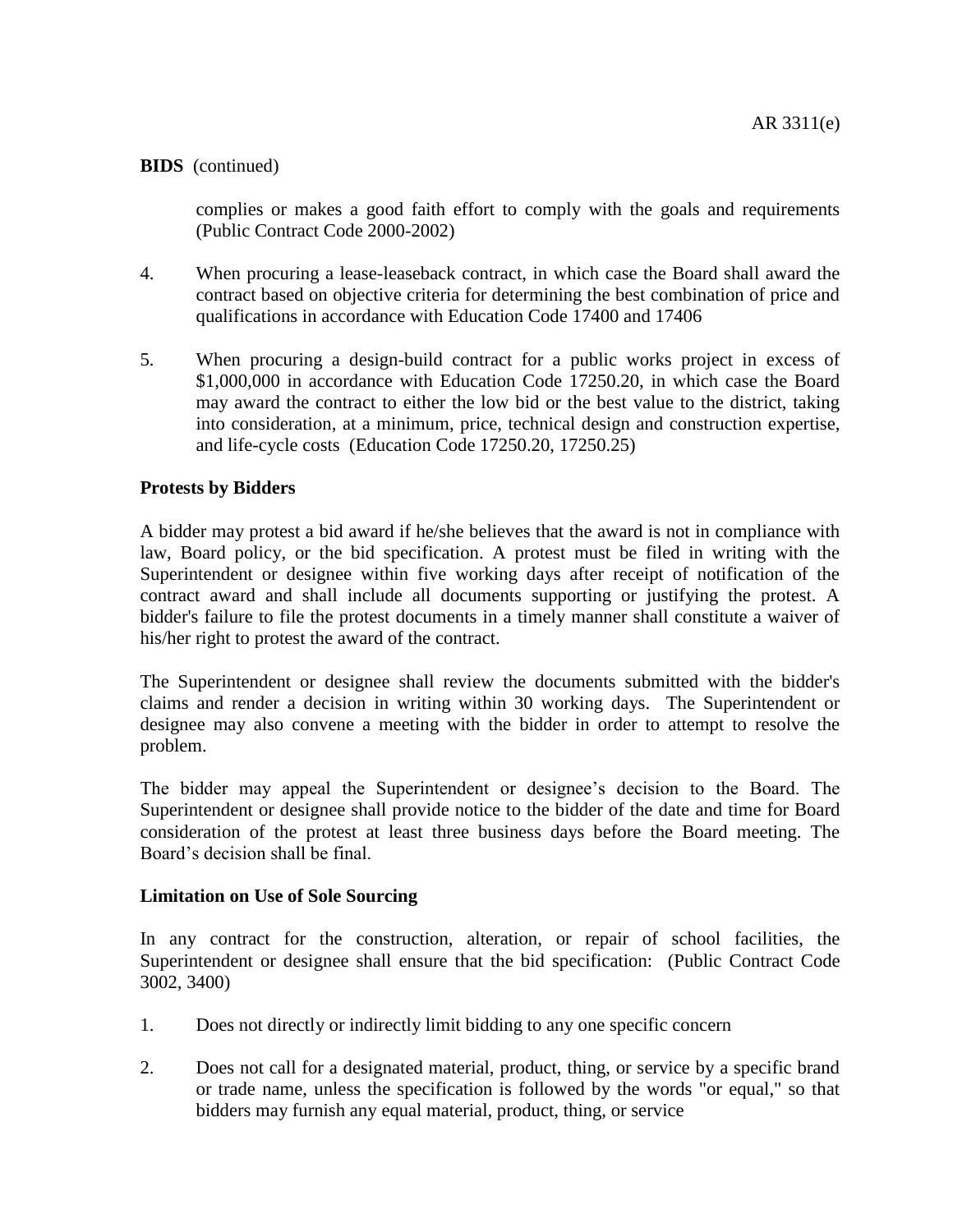complies or makes a good faith effort to comply with the goals and requirements (Public Contract Code 2000-2002)

4. When procuring a lease-leaseback contract, in which case the Board shall award the contract based on objective criteria for determining the best combination of price and qualifications in accordance with Education Code 17400 and 17406

5. When procuring a design-build contract for a public works project in excess of $1,000,000 in accordance with Education Code 17250.20, in which case the Board may award the contract to either the low bid or the best value to the district, taking into consideration, at a minimum, price, technical design and construction expertise, and life-cycle costs (Education Code 17250.20, 17250.25)

**Protests by Bidders**

A bidder may protest a bid award if he/she believes that the award is not in compliance with law, Board policy, or the bid specification. A protest must be filed in writing with the Superintendent or designee within five working days after receipt of notification of the contract award and shall include all documents supporting or justifying the protest. A bidder's failure to file the protest documents in a timely manner shall constitute a waiver of his/her right to protest the award of the contract.

The Superintendent or designee shall review the documents submitted with the bidder's claims and render a decision in writing within 30 working days. The Superintendent or designee may also convene a meeting with the bidder in order to attempt to resolve the problem.

The bidder may appeal the Superintendent or designee's decision to the Board. The Superintendent or designee shall provide notice to the bidder of the date and time for Board consideration of the protest at least three business days before the Board meeting. The Board's decision shall be final.

**Limitation on Use of Sole Sourcing**

In any contract for the construction, alteration, or repair of school facilities, the Superintendent or designee shall ensure that the bid specification: (Public Contract Code 3002, 3400)

1. Does not directly or indirectly limit bidding to any one specific concern

2. Does not call for a designated material, product, thing, or service by a specific brand or trade name, unless the specification is followed by the words "or equal," so that bidders may furnish any equal material, product, thing, or service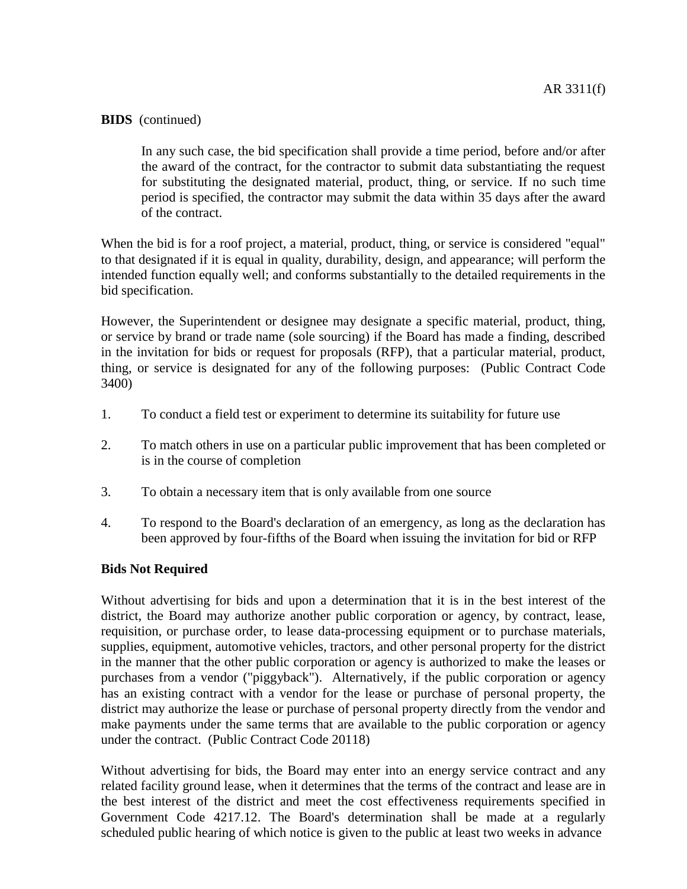**BIDS** (continued)

> In any such case, the bid specification shall provide a time period, before and/or after the award of the contract, for the contractor to submit data substantiating the request for substituting the designated material, product, thing, or service. If no such time period is specified, the contractor may submit the data within 35 days after the award of the contract.

When the bid is for a roof project, a material, product, thing, or service is considered "equal" to that designated if it is equal in quality, durability, design, and appearance; will perform the intended function equally well; and conforms substantially to the detailed requirements in the bid specification.

However, the Superintendent or designee may designate a specific material, product, thing, or service by brand or trade name (sole sourcing) if the Board has made a finding, described in the invitation for bids or request for proposals (RFP), that a particular material, product, thing, or service is designated for any of the following purposes: (Public Contract Code 3400)

1. To conduct a field test or experiment to determine its suitability for future use
2. To match others in use on a particular public improvement that has been completed or is in the course of completion
3. To obtain a necessary item that is only available from one source
4. To respond to the Board's declaration of an emergency, as long as the declaration has been approved by four-fifths of the Board when issuing the invitation for bid or RFP

**Bids Not Required**

Without advertising for bids and upon a determination that it is in the best interest of the district, the Board may authorize another public corporation or agency, by contract, lease, requisition, or purchase order, to lease data-processing equipment or to purchase materials, supplies, equipment, automotive vehicles, tractors, and other personal property for the district in the manner that the other public corporation or agency is authorized to make the leases or purchases from a vendor ("piggyback"). Alternatively, if the public corporation or agency has an existing contract with a vendor for the lease or purchase of personal property, the district may authorize the lease or purchase of personal property directly from the vendor and make payments under the same terms that are available to the public corporation or agency under the contract. (Public Contract Code 20118)

Without advertising for bids, the Board may enter into an energy service contract and any related facility ground lease, when it determines that the terms of the contract and lease are in the best interest of the district and meet the cost effectiveness requirements specified in Government Code 4217.12. The Board's determination shall be made at a regularly scheduled public hearing of which notice is given to the public at least two weeks in advance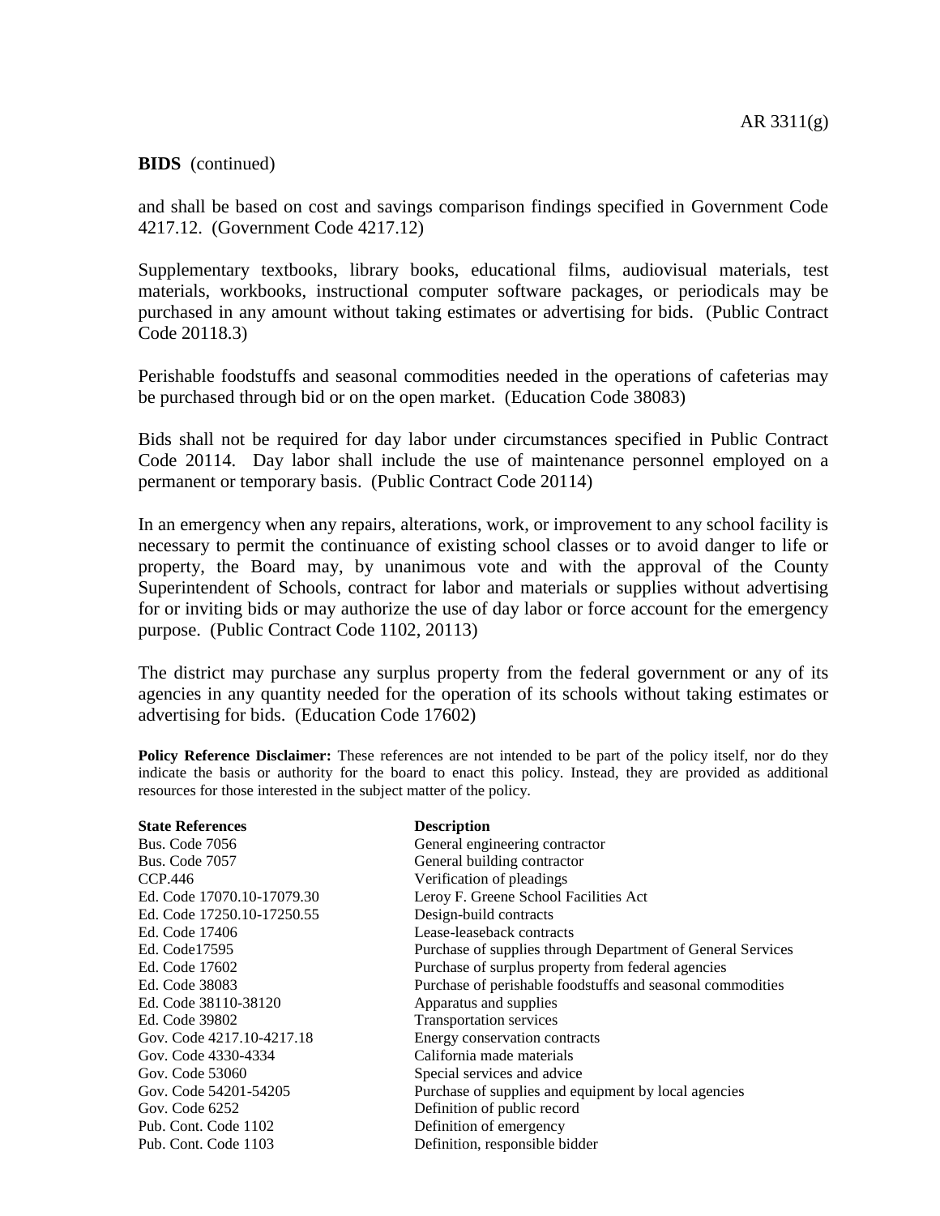**BIDS** (continued)

and shall be based on cost and savings comparison findings specified in Government Code 4217.12. (Government Code 4217.12)

Supplementary textbooks, library books, educational films, audiovisual materials, test materials, workbooks, instructional computer software packages, or periodicals may be purchased in any amount without taking estimates or advertising for bids. (Public Contract Code 20118.3)

Perishable foodstuffs and seasonal commodities needed in the operations of cafeterias may be purchased through bid or on the open market. (Education Code 38083)

Bids shall not be required for day labor under circumstances specified in Public Contract Code 20114. Day labor shall include the use of maintenance personnel employed on a permanent or temporary basis. (Public Contract Code 20114)

In an emergency when any repairs, alterations, work, or improvement to any school facility is necessary to permit the continuance of existing school classes or to avoid danger to life or property, the Board may, by unanimous vote and with the approval of the County Superintendent of Schools, contract for labor and materials or supplies without advertising for or inviting bids or may authorize the use of day labor or force account for the emergency purpose. (Public Contract Code 1102, 20113)

The district may purchase any surplus property from the federal government or any of its agencies in any quantity needed for the operation of its schools without taking estimates or advertising for bids. (Education Code 17602)

**Policy Reference Disclaimer:** These references are not intended to be part of the policy itself, nor do they indicate the basis or authority for the board to enact this policy. Instead, they are provided as additional resources for those interested in the subject matter of the policy.

| State References | Description |
|---|---|
| Bus. Code 7056 | General engineering contractor |
| Bus. Code 7057 | General building contractor |
| CCP.446 | Verification of pleadings |
| Ed. Code 17070.10-17079.30 | Leroy F. Greene School Facilities Act |
| Ed. Code 17250.10-17250.55 | Design-build contracts |
| Ed. Code 17406 | Lease-leaseback contracts |
| Ed. Code17595 | Purchase of supplies through Department of General Services |
| Ed. Code 17602 | Purchase of surplus property from federal agencies |
| Ed. Code 38083 | Purchase of perishable foodstuffs and seasonal commodities |
| Ed. Code 38110-38120 | Apparatus and supplies |
| Ed. Code 39802 | Transportation services |
| Gov. Code 4217.10-4217.18 | Energy conservation contracts |
| Gov. Code 4330-4334 | California made materials |
| Gov. Code 53060 | Special services and advice |
| Gov. Code 54201-54205 | Purchase of supplies and equipment by local agencies |
| Gov. Code 6252 | Definition of public record |
| Pub. Cont. Code 1102 | Definition of emergency |
| Pub. Cont. Code 1103 | Definition, responsible bidder |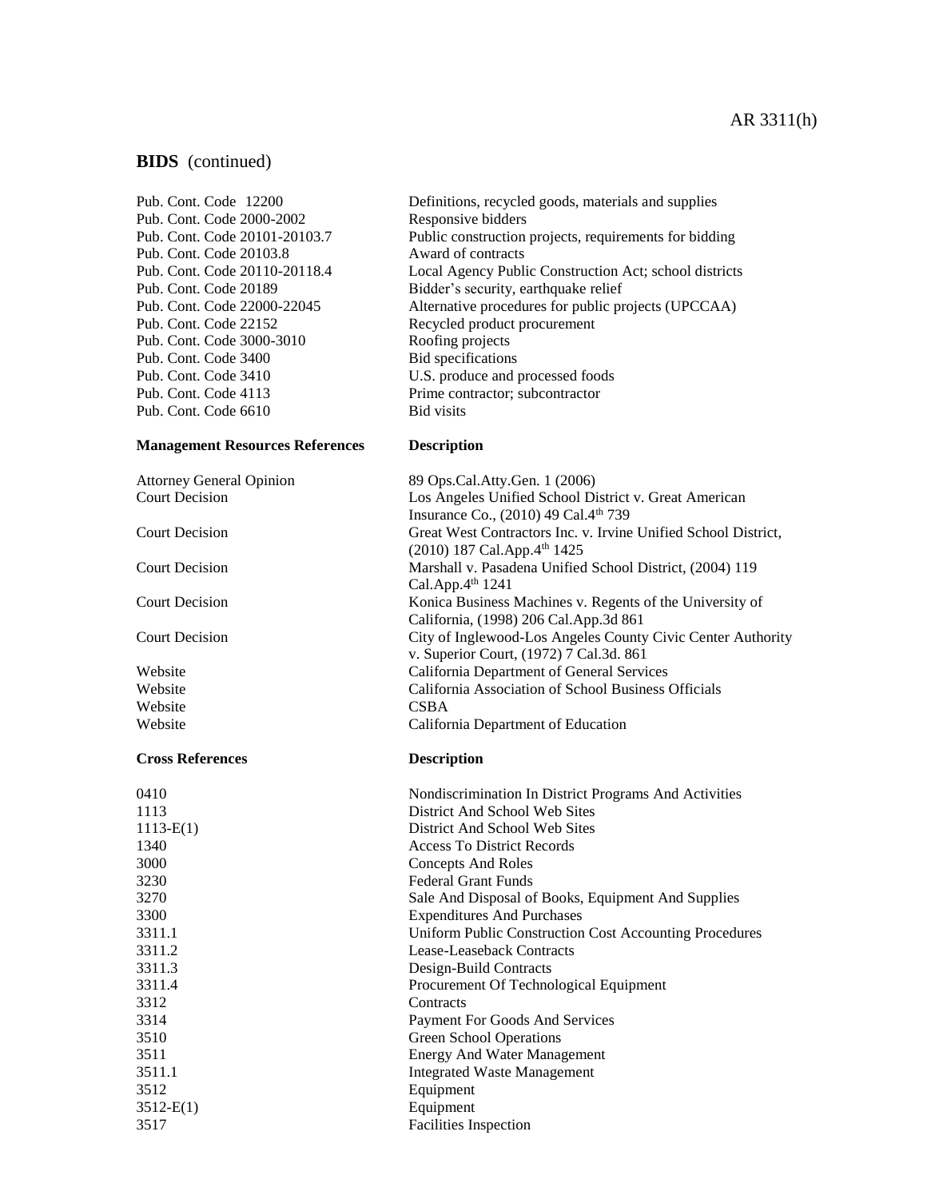**BIDS** (continued)

| | |
|---|---|
| Pub. Cont. Code 12200 | Definitions, recycled goods, materials and supplies |
| Pub. Cont. Code 2000-2002 | Responsive bidders |
| Pub. Cont. Code 20101-20103.7 | Public construction projects, requirements for bidding |
| Pub. Cont. Code 20103.8 | Award of contracts |
| Pub. Cont. Code 20110-20118.4 | Local Agency Public Construction Act; school districts |
| Pub. Cont. Code 20189 | Bidder's security, earthquake relief |
| Pub. Cont. Code 22000-22045 | Alternative procedures for public projects (UPCCAA) |
| Pub. Cont. Code 22152 | Recycled product procurement |
| Pub. Cont. Code 3000-3010 | Roofing projects |
| Pub. Cont. Code 3400 | Bid specifications |
| Pub. Cont. Code 3410 | U.S. produce and processed foods |
| Pub. Cont. Code 4113 | Prime contractor; subcontractor |
| Pub. Cont. Code 6610 | Bid visits |

| **Management Resources References** | **Description** |
|---|---|
| Attorney General Opinion | 89 Ops.Cal.Atty.Gen. 1 (2006) |
| Court Decision | Los Angeles Unified School District v. Great American Insurance Co., (2010) 49 Cal.4th 739 |
| Court Decision | Great West Contractors Inc. v. Irvine Unified School District, (2010) 187 Cal.App.4th 1425 |
| Court Decision | Marshall v. Pasadena Unified School District, (2004) 119 Cal.App.4th 1241 |
| Court Decision | Konica Business Machines v. Regents of the University of California, (1998) 206 Cal.App.3d 861 |
| Court Decision | City of Inglewood-Los Angeles County Civic Center Authority v. Superior Court, (1972) 7 Cal.3d. 861 |
| Website | California Department of General Services |
| Website | California Association of School Business Officials |
| Website | CSBA |
| Website | California Department of Education |

| **Cross References** | **Description** |
|---|---|
| 0410 | Nondiscrimination In District Programs And Activities |
| 1113 | District And School Web Sites |
| 1113-E(1) | District And School Web Sites |
| 1340 | Access To District Records |
| 3000 | Concepts And Roles |
| 3230 | Federal Grant Funds |
| 3270 | Sale And Disposal of Books, Equipment And Supplies |
| 3300 | Expenditures And Purchases |
| 3311.1 | Uniform Public Construction Cost Accounting Procedures |
| 3311.2 | Lease-Leaseback Contracts |
| 3311.3 | Design-Build Contracts |
| 3311.4 | Procurement Of Technological Equipment |
| 3312 | Contracts |
| 3314 | Payment For Goods And Services |
| 3510 | Green School Operations |
| 3511 | Energy And Water Management |
| 3511.1 | Integrated Waste Management |
| 3512 | Equipment |
| 3512-E(1) | Equipment |
| 3517 | Facilities Inspection |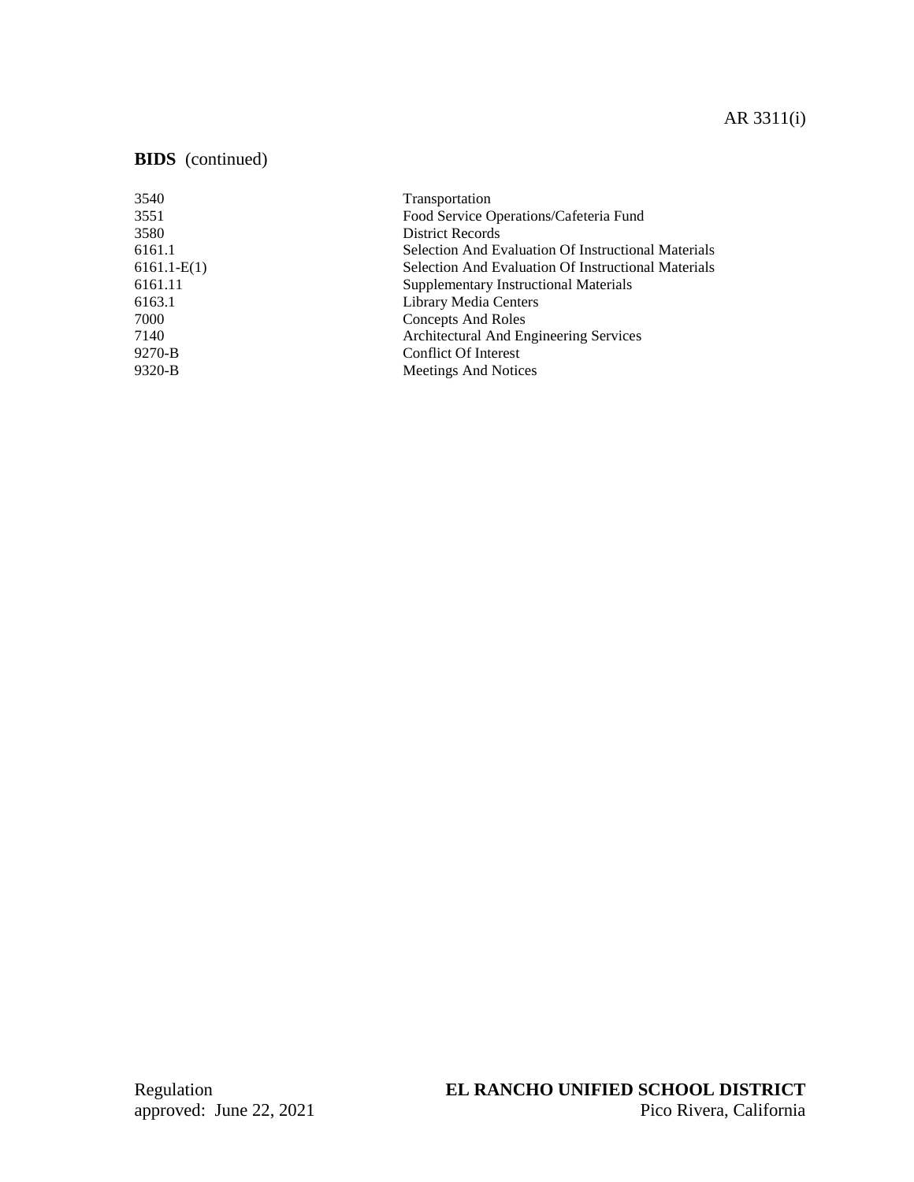**BIDS** (continued)

| | |
|---|---|
| 3540 | Transportation |
| 3551 | Food Service Operations/Cafeteria Fund |
| 3580 | District Records |
| 6161.1 | Selection And Evaluation Of Instructional Materials |
| 6161.1-E(1) | Selection And Evaluation Of Instructional Materials |
| 6161.11 | Supplementary Instructional Materials |
| 6163.1 | Library Media Centers |
| 7000 | Concepts And Roles |
| 7140 | Architectural And Engineering Services |
| 9270-B | Conflict Of Interest |
| 9320-B | Meetings And Notices |

Regulation
approved: June 22, 2021

**EL RANCHO UNIFIED SCHOOL DISTRICT**
Pico Rivera, California